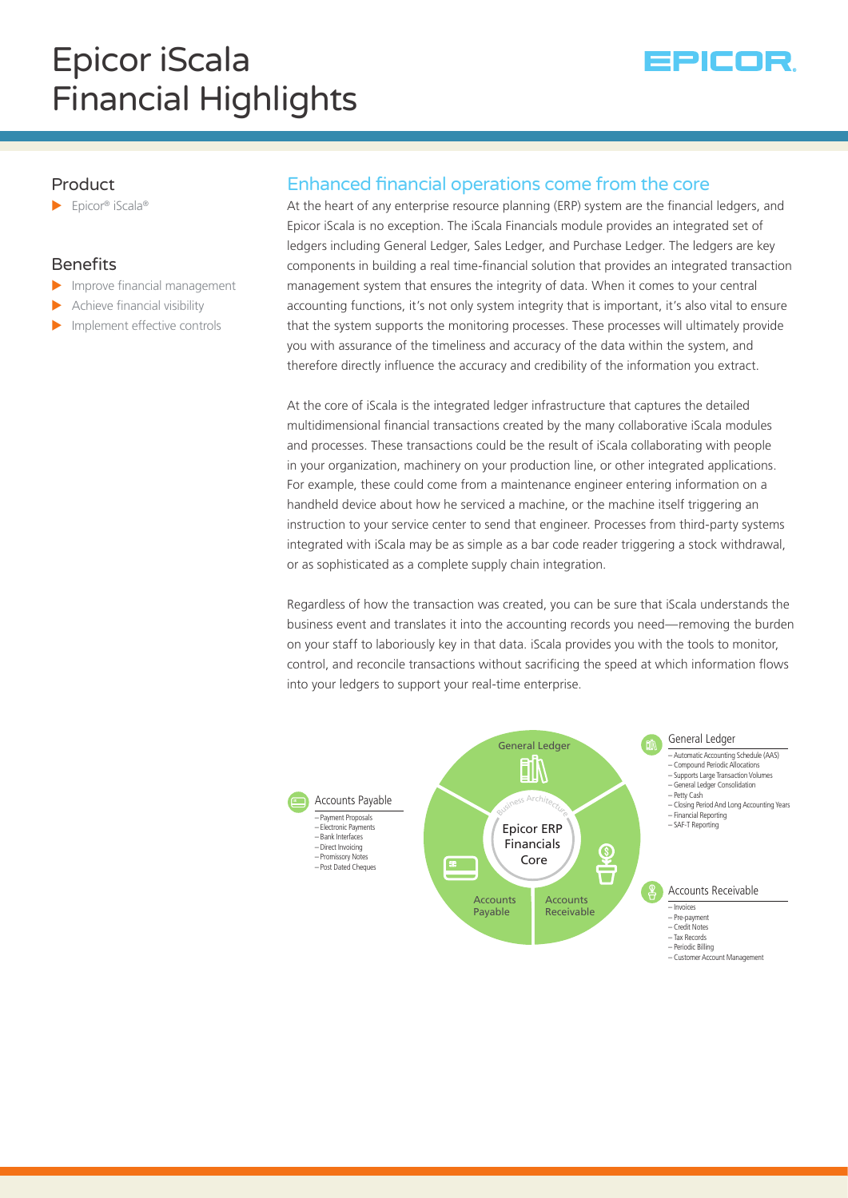# Epicor iScala Financial Highlights

EPICOR

## Product

- Epicor® iScala®

## Benefits

- Improve financial management
- Achieve financial visibility
- Implement effective controls

## Enhanced financial operations come from the core

At the heart of any enterprise resource planning (ERP) system are the financial ledgers, and Epicor iScala is no exception. The iScala Financials module provides an integrated set of ledgers including General Ledger, Sales Ledger, and Purchase Ledger. The ledgers are key components in building a real time-financial solution that provides an integrated transaction management system that ensures the integrity of data. When it comes to your central accounting functions, it's not only system integrity that is important, it's also vital to ensure that the system supports the monitoring processes. These processes will ultimately provide you with assurance of the timeliness and accuracy of the data within the system, and therefore directly influence the accuracy and credibility of the information you extract.

At the core of iScala is the integrated ledger infrastructure that captures the detailed multidimensional financial transactions created by the many collaborative iScala modules and processes. These transactions could be the result of iScala collaborating with people in your organization, machinery on your production line, or other integrated applications. For example, these could come from a maintenance engineer entering information on a handheld device about how he serviced a machine, or the machine itself triggering an instruction to your service center to send that engineer. Processes from third-party systems integrated with iScala may be as simple as a bar code reader triggering a stock withdrawal, or as sophisticated as a complete supply chain integration.

Regardless of how the transaction was created, you can be sure that iScala understands the business event and translates it into the accounting records you need—removing the burden on your staff to laboriously key in that data. iScala provides you with the tools to monitor, control, and reconcile transactions without sacrificing the speed at which information flows into your ledgers to support your real-time enterprise.

Epicor ERP Financials Core — Business Architecture: General Ledger, Accounts Payable, Accounts Receivable

**Accounts Payable**
- Payment Proposals
- Electronic Payments
- Bank Interfaces
- Direct Invoicing
- Promissory Notes
- Post Dated Cheques

**General Ledger**
- Automatic Accounting Schedule (AAS)
- Compound Periodic Allocations
- Supports Large Transaction Volumes
- General Ledger Consolidation
- Petty Cash
- Closing Period And Long Accounting Years
- Financial Reporting
- SAF-T Reporting

**Accounts Receivable**
- Invoices
- Pre-payment
- Credit Notes
- Tax Records
- Periodic Billing
- Customer Account Management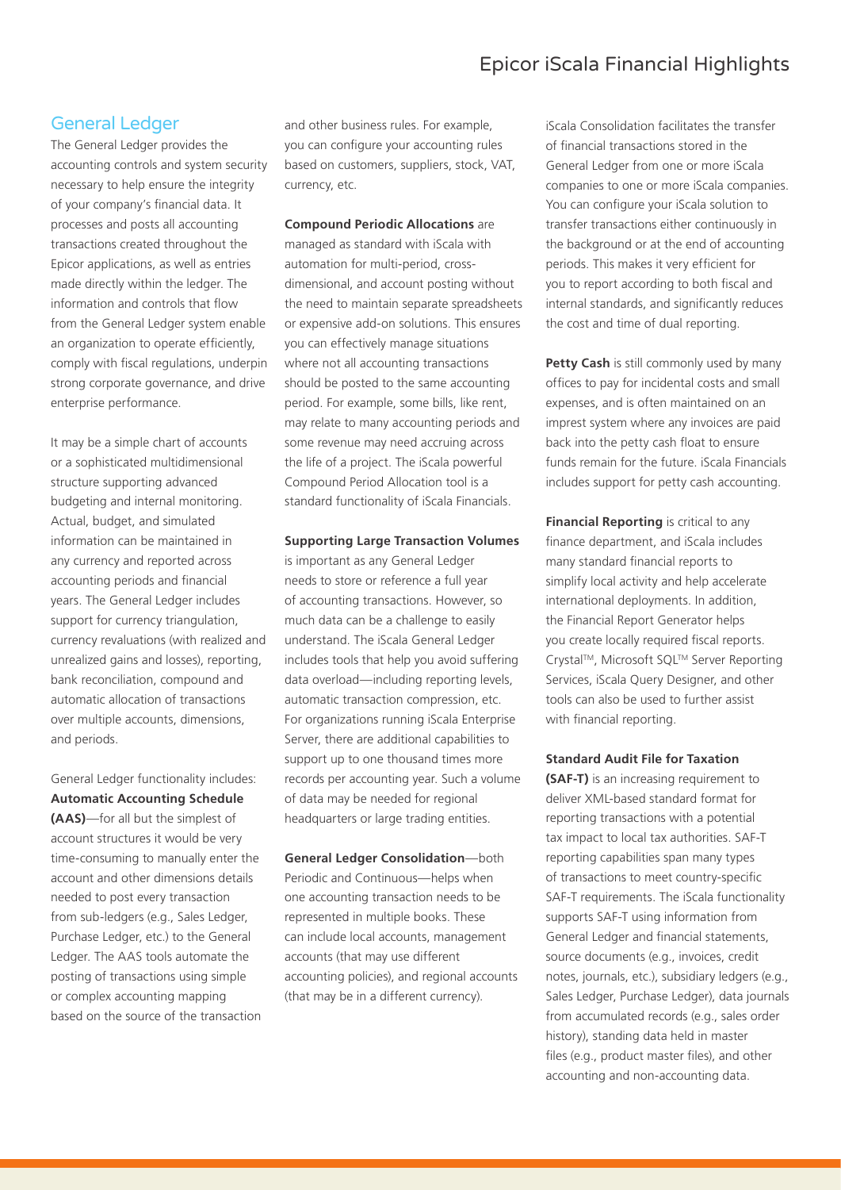## General Ledger

The General Ledger provides the accounting controls and system security necessary to help ensure the integrity of your company's financial data. It processes and posts all accounting transactions created throughout the Epicor applications, as well as entries made directly within the ledger. The information and controls that flow from the General Ledger system enable an organization to operate efficiently, comply with fiscal regulations, underpin strong corporate governance, and drive enterprise performance.

It may be a simple chart of accounts or a sophisticated multidimensional structure supporting advanced budgeting and internal monitoring. Actual, budget, and simulated information can be maintained in any currency and reported across accounting periods and financial years. The General Ledger includes support for currency triangulation, currency revaluations (with realized and unrealized gains and losses), reporting, bank reconciliation, compound and automatic allocation of transactions over multiple accounts, dimensions, and periods.

General Ledger functionality includes:

**Automatic Accounting Schedule (AAS)**—for all but the simplest of account structures it would be very time-consuming to manually enter the account and other dimensions details needed to post every transaction from sub-ledgers (e.g., Sales Ledger, Purchase Ledger, etc.) to the General Ledger. The AAS tools automate the posting of transactions using simple or complex accounting mapping based on the source of the transaction and other business rules. For example, you can configure your accounting rules based on customers, suppliers, stock, VAT, currency, etc.

**Compound Periodic Allocations** are managed as standard with iScala with automation for multi-period, cross-dimensional, and account posting without the need to maintain separate spreadsheets or expensive add-on solutions. This ensures you can effectively manage situations where not all accounting transactions should be posted to the same accounting period. For example, some bills, like rent, may relate to many accounting periods and some revenue may need accruing across the life of a project. The iScala powerful Compound Period Allocation tool is a standard functionality of iScala Financials.

**Supporting Large Transaction Volumes** is important as any General Ledger needs to store or reference a full year of accounting transactions. However, so much data can be a challenge to easily understand. The iScala General Ledger includes tools that help you avoid suffering data overload—including reporting levels, automatic transaction compression, etc. For organizations running iScala Enterprise Server, there are additional capabilities to support up to one thousand times more records per accounting year. Such a volume of data may be needed for regional headquarters or large trading entities.

**General Ledger Consolidation**—both Periodic and Continuous—helps when one accounting transaction needs to be represented in multiple books. These can include local accounts, management accounts (that may use different accounting policies), and regional accounts (that may be in a different currency).

iScala Consolidation facilitates the transfer of financial transactions stored in the General Ledger from one or more iScala companies to one or more iScala companies. You can configure your iScala solution to transfer transactions either continuously in the background or at the end of accounting periods. This makes it very efficient for you to report according to both fiscal and internal standards, and significantly reduces the cost and time of dual reporting.

**Petty Cash** is still commonly used by many offices to pay for incidental costs and small expenses, and is often maintained on an imprest system where any invoices are paid back into the petty cash float to ensure funds remain for the future. iScala Financials includes support for petty cash accounting.

**Financial Reporting** is critical to any finance department, and iScala includes many standard financial reports to simplify local activity and help accelerate international deployments. In addition, the Financial Report Generator helps you create locally required fiscal reports. Crystal™, Microsoft SQL™ Server Reporting Services, iScala Query Designer, and other tools can also be used to further assist with financial reporting.

**Standard Audit File for Taxation (SAF-T)** is an increasing requirement to deliver XML-based standard format for reporting transactions with a potential tax impact to local tax authorities. SAF-T reporting capabilities span many types of transactions to meet country-specific SAF-T requirements. The iScala functionality supports SAF-T using information from General Ledger and financial statements, source documents (e.g., invoices, credit notes, journals, etc.), subsidiary ledgers (e.g., Sales Ledger, Purchase Ledger), data journals from accumulated records (e.g., sales order history), standing data held in master files (e.g., product master files), and other accounting and non-accounting data.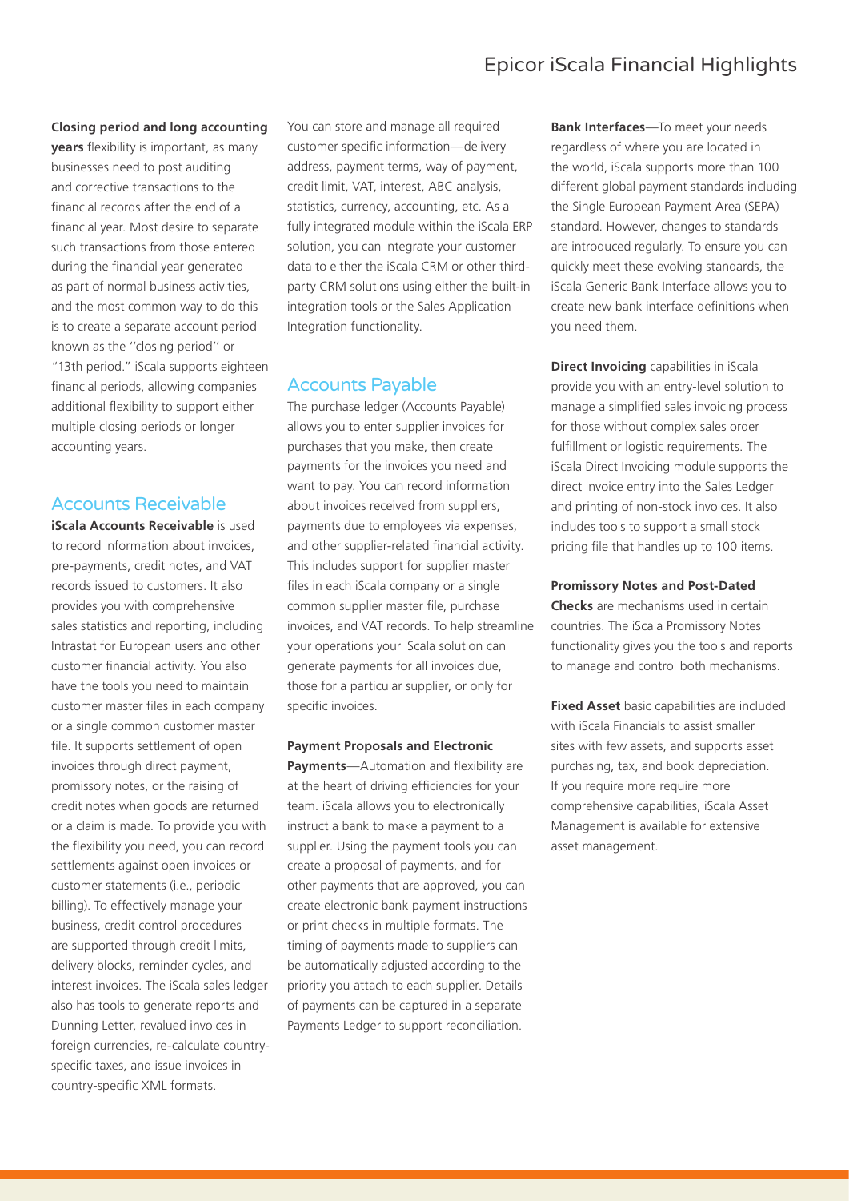**Closing period and long accounting years** flexibility is important, as many businesses need to post auditing and corrective transactions to the financial records after the end of a financial year. Most desire to separate such transactions from those entered during the financial year generated as part of normal business activities, and the most common way to do this is to create a separate account period known as the ''closing period'' or "13th period." iScala supports eighteen financial periods, allowing companies additional flexibility to support either multiple closing periods or longer accounting years.

## Accounts Receivable

**iScala Accounts Receivable** is used to record information about invoices, pre-payments, credit notes, and VAT records issued to customers. It also provides you with comprehensive sales statistics and reporting, including Intrastat for European users and other customer financial activity. You also have the tools you need to maintain customer master files in each company or a single common customer master file. It supports settlement of open invoices through direct payment, promissory notes, or the raising of credit notes when goods are returned or a claim is made. To provide you with the flexibility you need, you can record settlements against open invoices or customer statements (i.e., periodic billing). To effectively manage your business, credit control procedures are supported through credit limits, delivery blocks, reminder cycles, and interest invoices. The iScala sales ledger also has tools to generate reports and Dunning Letter, revalued invoices in foreign currencies, re-calculate country-specific taxes, and issue invoices in country-specific XML formats.

You can store and manage all required customer specific information—delivery address, payment terms, way of payment, credit limit, VAT, interest, ABC analysis, statistics, currency, accounting, etc. As a fully integrated module within the iScala ERP solution, you can integrate your customer data to either the iScala CRM or other third-party CRM solutions using either the built-in integration tools or the Sales Application Integration functionality.

## Accounts Payable

The purchase ledger (Accounts Payable) allows you to enter supplier invoices for purchases that you make, then create payments for the invoices you need and want to pay. You can record information about invoices received from suppliers, payments due to employees via expenses, and other supplier-related financial activity. This includes support for supplier master files in each iScala company or a single common supplier master file, purchase invoices, and VAT records. To help streamline your operations your iScala solution can generate payments for all invoices due, those for a particular supplier, or only for specific invoices.

**Payment Proposals and Electronic Payments**—Automation and flexibility are at the heart of driving efficiencies for your team. iScala allows you to electronically instruct a bank to make a payment to a supplier. Using the payment tools you can create a proposal of payments, and for other payments that are approved, you can create electronic bank payment instructions or print checks in multiple formats. The timing of payments made to suppliers can be automatically adjusted according to the priority you attach to each supplier. Details of payments can be captured in a separate Payments Ledger to support reconciliation.

**Bank Interfaces**—To meet your needs regardless of where you are located in the world, iScala supports more than 100 different global payment standards including the Single European Payment Area (SEPA) standard. However, changes to standards are introduced regularly. To ensure you can quickly meet these evolving standards, the iScala Generic Bank Interface allows you to create new bank interface definitions when you need them.

**Direct Invoicing** capabilities in iScala provide you with an entry-level solution to manage a simplified sales invoicing process for those without complex sales order fulfillment or logistic requirements. The iScala Direct Invoicing module supports the direct invoice entry into the Sales Ledger and printing of non-stock invoices. It also includes tools to support a small stock pricing file that handles up to 100 items.

**Promissory Notes and Post-Dated Checks** are mechanisms used in certain countries. The iScala Promissory Notes functionality gives you the tools and reports to manage and control both mechanisms.

**Fixed Asset** basic capabilities are included with iScala Financials to assist smaller sites with few assets, and supports asset purchasing, tax, and book depreciation. If you require more require more comprehensive capabilities, iScala Asset Management is available for extensive asset management.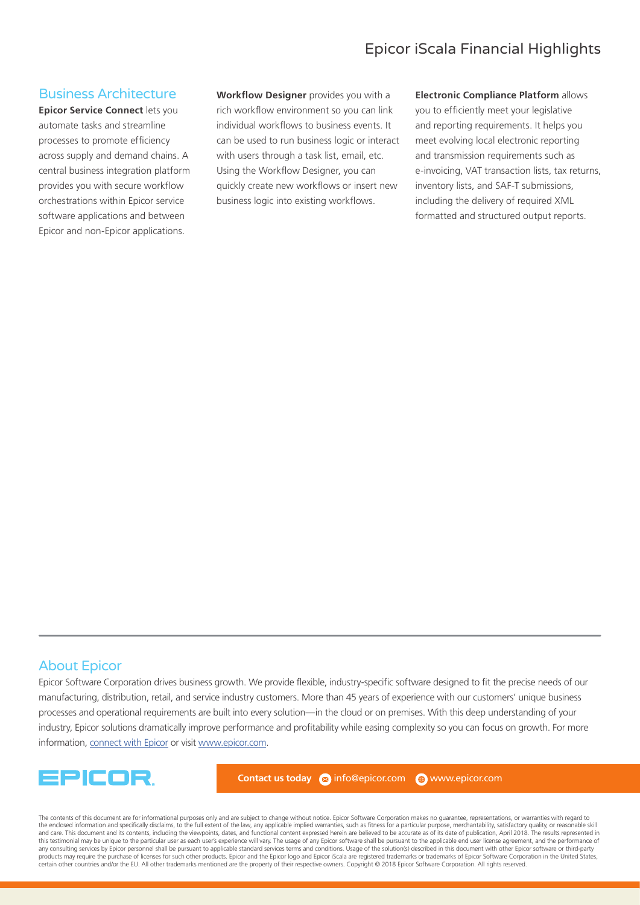## Business Architecture

**Epicor Service Connect** lets you automate tasks and streamline processes to promote efficiency across supply and demand chains. A central business integration platform provides you with secure workflow orchestrations within Epicor service software applications and between Epicor and non-Epicor applications.

**Workflow Designer** provides you with a rich workflow environment so you can link individual workflows to business events. It can be used to run business logic or interact with users through a task list, email, etc. Using the Workflow Designer, you can quickly create new workflows or insert new business logic into existing workflows.

**Electronic Compliance Platform** allows you to efficiently meet your legislative and reporting requirements. It helps you meet evolving local electronic reporting and transmission requirements such as e-invoicing, VAT transaction lists, tax returns, inventory lists, and SAF-T submissions, including the delivery of required XML formatted and structured output reports.

## About Epicor

Epicor Software Corporation drives business growth. We provide flexible, industry-specific software designed to fit the precise needs of our manufacturing, distribution, retail, and service industry customers. More than 45 years of experience with our customers' unique business processes and operational requirements are built into every solution—in the cloud or on premises. With this deep understanding of your industry, Epicor solutions dramatically improve performance and profitability while easing complexity so you can focus on growth. For more information, connect with Epicor or visit www.epicor.com.

EPICOR

**Contact us today** info@epicor.com www.epicor.com

The contents of this document are for informational purposes only and are subject to change without notice. Epicor Software Corporation makes no guarantee, representations, or warranties with regard to the enclosed information and specifically disclaims, to the full extent of the law, any applicable implied warranties, such as fitness for a particular purpose, merchantability, satisfactory quality, or reasonable skill and care. This document and its contents, including the viewpoints, dates, and functional content expressed herein are believed to be accurate as of its date of publication, April 2018. The results represented in this testimonial may be unique to the particular user as each user's experience will vary. The usage of any Epicor software shall be pursuant to the applicable end user license agreement, and the performance of any consulting services by Epicor personnel shall be pursuant to applicable standard services terms and conditions. Usage of the solution(s) described in this document with other Epicor software or third-party products may require the purchase of licenses for such other products. Epicor and the Epicor logo and Epicor iScala are registered trademarks or trademarks of Epicor Software Corporation in the United States, certain other countries and/or the EU. All other trademarks mentioned are the property of their respective owners. Copyright © 2018 Epicor Software Corporation. All rights reserved.